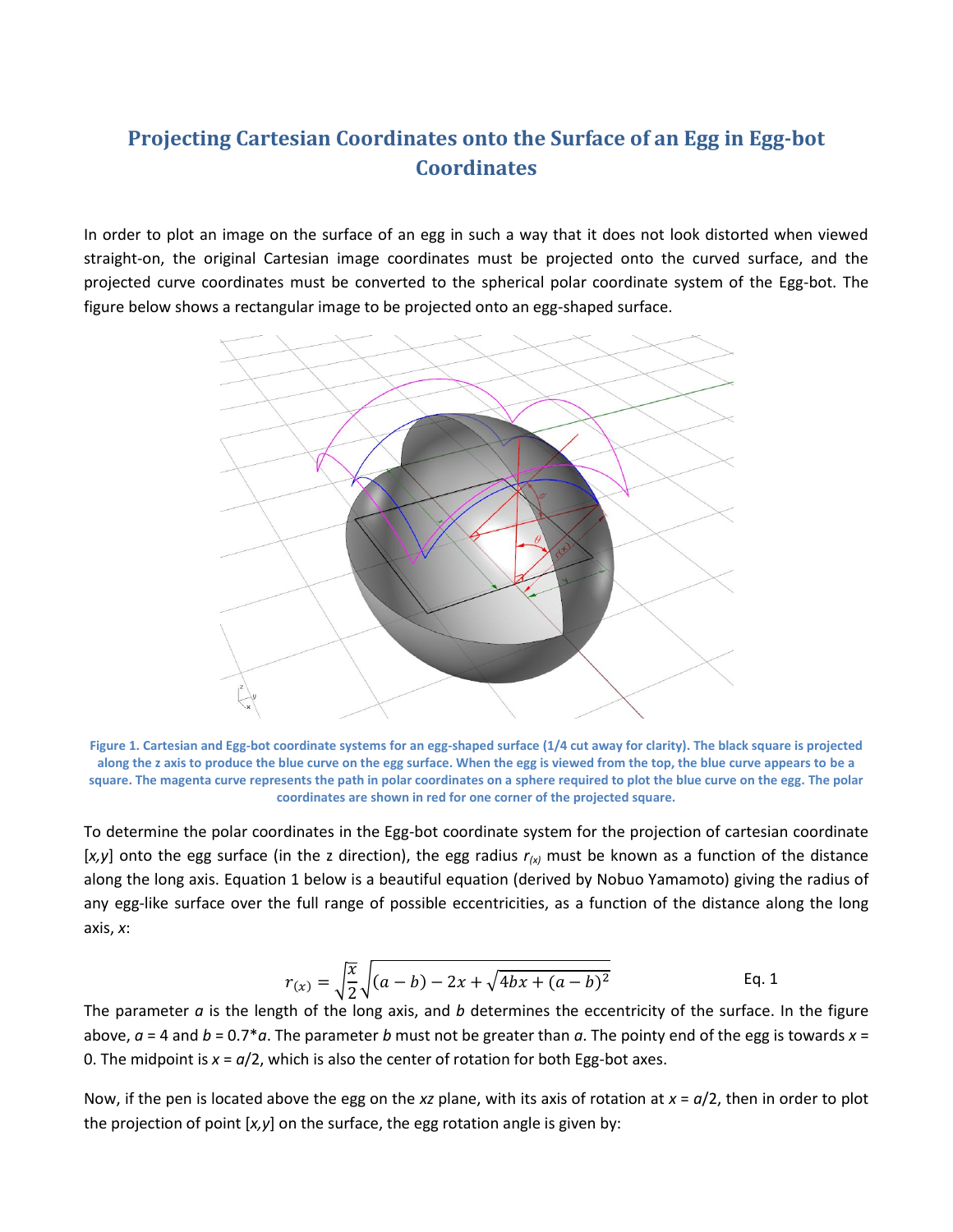# Projecting Cartesian Coordinates onto the Surface of an Egg in Egg-bot Coordinates

In order to plot an image on the surface of an egg in such a way that it does not look distorted when viewed straight-on, the original Cartesian image coordinates must be projected onto the curved surface, and the projected curve coordinates must be converted to the spherical polar coordinate system of the Egg-bot. The figure below shows a rectangular image to be projected onto an egg-shaped surface.

**Figure 1. Cartesian and Egg-bot coordinate systems for an egg-shaped surface (1/4 cut away for clarity). The black square is projected along the z axis to produce the blue curve on the egg surface. When the egg is viewed from the top, the blue curve appears to be a square. The magenta curve represents the path in polar coordinates on a sphere required to plot the blue curve on the egg. The polar coordinates are shown in red for one corner of the projected square.**

To determine the polar coordinates in the Egg-bot coordinate system for the projection of cartesian coordinate [*x,y*] onto the egg surface (in the z direction), the egg radius $r_{(x)}$ must be known as a function of the distance along the long axis. Equation 1 below is a beautiful equation (derived by Nobuo Yamamoto) giving the radius of any egg-like surface over the full range of possible eccentricities, as a function of the distance along the long axis, *x*:

$$r_{(x)} = \sqrt{\frac{x}{2}}\sqrt{(a-b) - 2x + \sqrt{4bx + (a-b)^2}} \qquad \text{Eq. 1}$$

The parameter *a* is the length of the long axis, and *b* determines the eccentricity of the surface. In the figure above, *a* = 4 and *b* = 0.7\**a*. The parameter *b* must not be greater than *a*. The pointy end of the egg is towards *x* = 0. The midpoint is *x* = *a*/2, which is also the center of rotation for both Egg-bot axes.

Now, if the pen is located above the egg on the *xz* plane, with its axis of rotation at *x* = *a*/2, then in order to plot the projection of point [*x,y*] on the surface, the egg rotation angle is given by: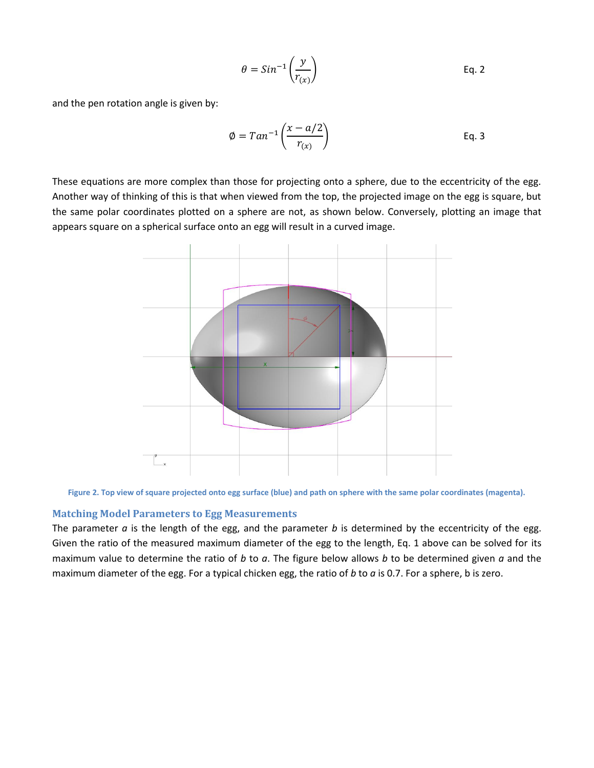$$\theta = Sin^{-1}\left(\frac{y}{r_{(x)}}\right) \qquad \text{Eq. 2}$$

and the pen rotation angle is given by:

$$\emptyset = Tan^{-1}\left(\frac{x - a/2}{r_{(x)}}\right) \qquad \text{Eq. 3}$$

These equations are more complex than those for projecting onto a sphere, due to the eccentricity of the egg. Another way of thinking of this is that when viewed from the top, the projected image on the egg is square, but the same polar coordinates plotted on a sphere are not, as shown below. Conversely, plotting an image that appears square on a spherical surface onto an egg will result in a curved image.

Figure 2. Top view of square projected onto egg surface (blue) and path on sphere with the same polar coordinates (magenta).

## Matching Model Parameters to Egg Measurements

The parameter *a* is the length of the egg, and the parameter *b* is determined by the eccentricity of the egg. Given the ratio of the measured maximum diameter of the egg to the length, Eq. 1 above can be solved for its maximum value to determine the ratio of *b* to *a*. The figure below allows *b* to be determined given *a* and the maximum diameter of the egg. For a typical chicken egg, the ratio of *b* to *a* is 0.7. For a sphere, b is zero.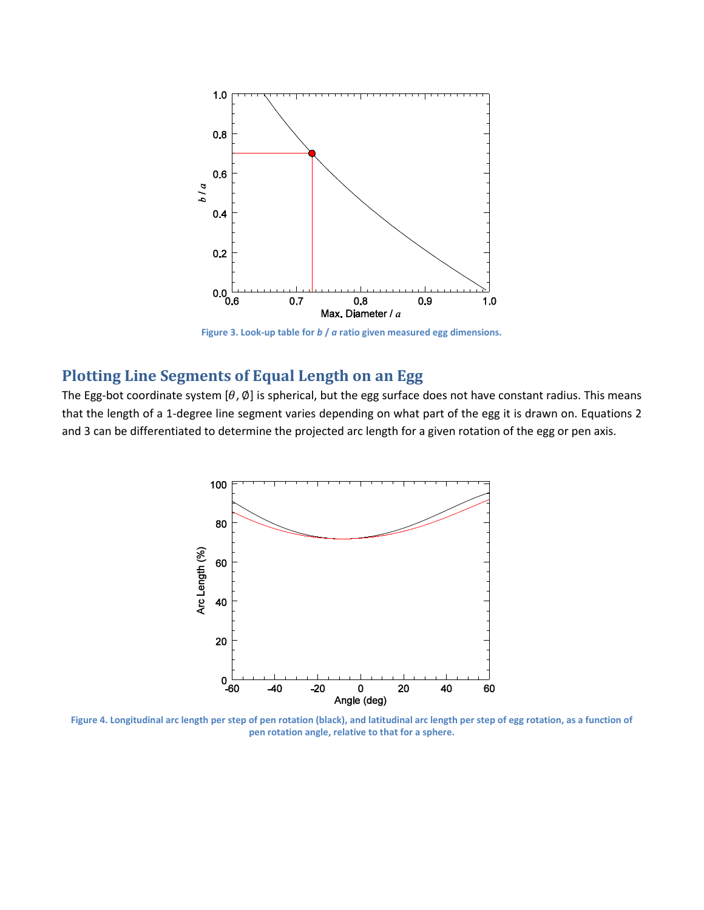Figure 3. Look-up table for *b* / *a* ratio given measured egg dimensions.

## Plotting Line Segments of Equal Length on an Egg

The Egg-bot coordinate system $[\theta, \emptyset]$ is spherical, but the egg surface does not have constant radius. This means that the length of a 1-degree line segment varies depending on what part of the egg it is drawn on. Equations 2 and 3 can be differentiated to determine the projected arc length for a given rotation of the egg or pen axis.

Figure 4. Longitudinal arc length per step of pen rotation (black), and latitudinal arc length per step of egg rotation, as a function of pen rotation angle, relative to that for a sphere.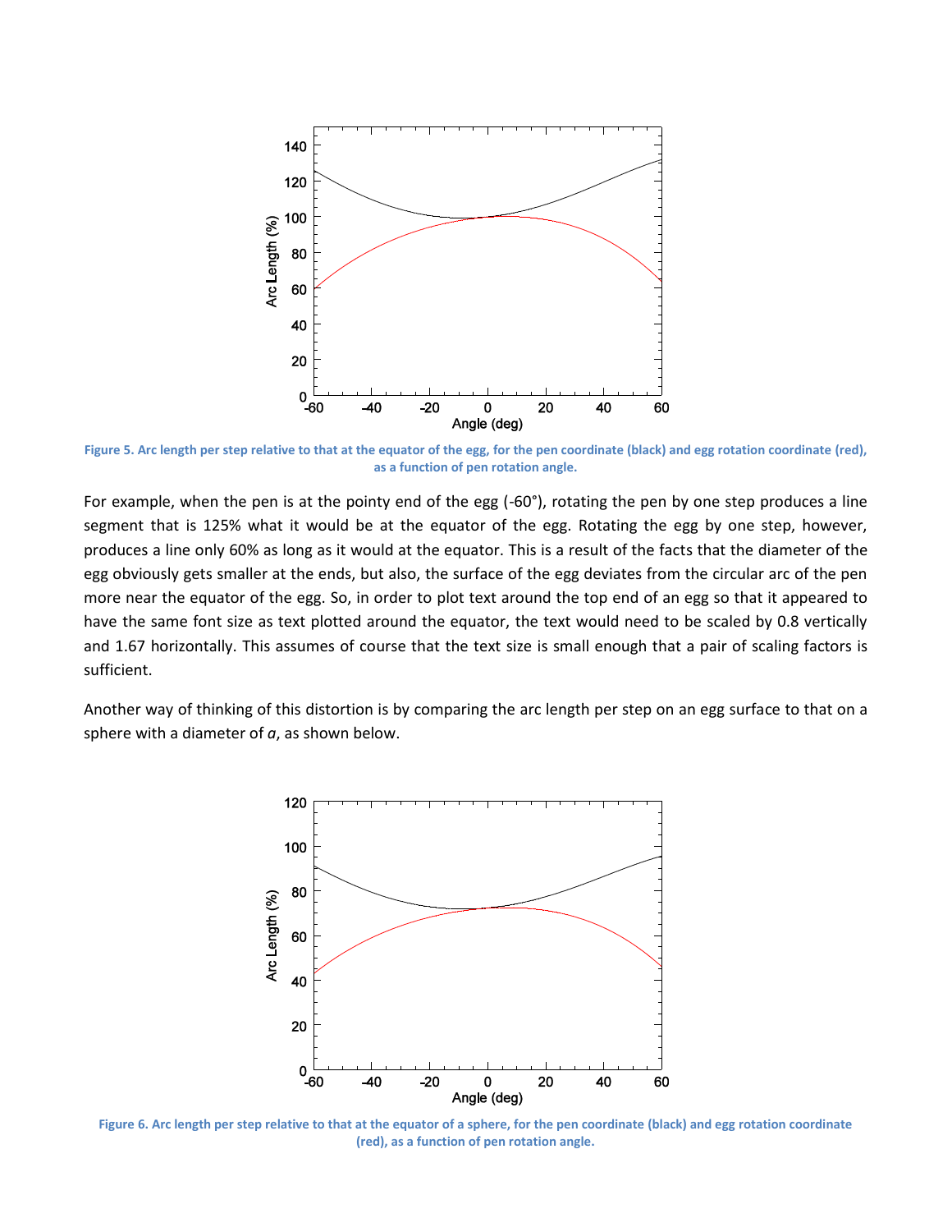**Figure 5. Arc length per step relative to that at the equator of the egg, for the pen coordinate (black) and egg rotation coordinate (red), as a function of pen rotation angle.**

For example, when the pen is at the pointy end of the egg (-60°), rotating the pen by one step produces a line segment that is 125% what it would be at the equator of the egg. Rotating the egg by one step, however, produces a line only 60% as long as it would at the equator. This is a result of the facts that the diameter of the egg obviously gets smaller at the ends, but also, the surface of the egg deviates from the circular arc of the pen more near the equator of the egg. So, in order to plot text around the top end of an egg so that it appeared to have the same font size as text plotted around the equator, the text would need to be scaled by 0.8 vertically and 1.67 horizontally. This assumes of course that the text size is small enough that a pair of scaling factors is sufficient.

Another way of thinking of this distortion is by comparing the arc length per step on an egg surface to that on a sphere with a diameter of $a$, as shown below.

**Figure 6. Arc length per step relative to that at the equator of a sphere, for the pen coordinate (black) and egg rotation coordinate (red), as a function of pen rotation angle.**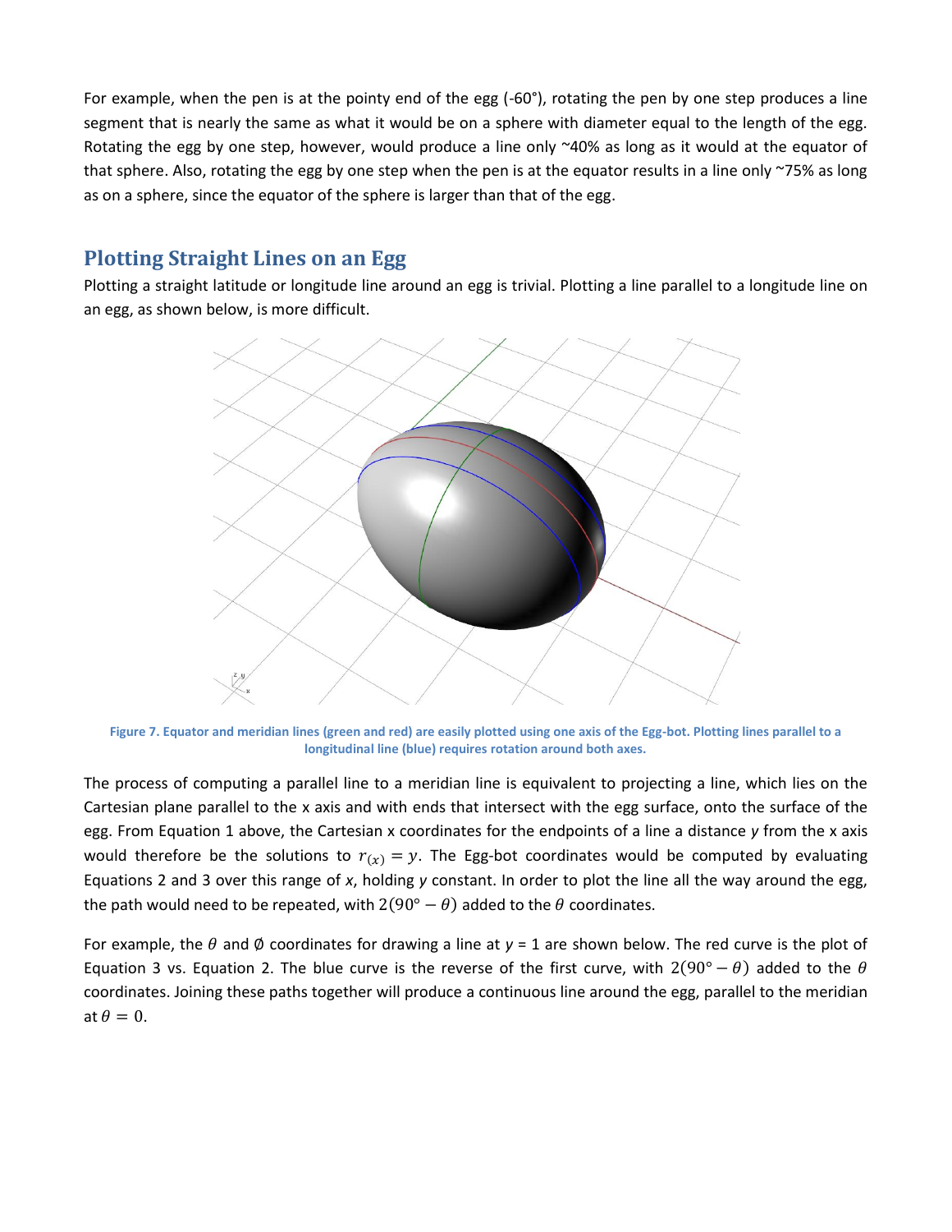For example, when the pen is at the pointy end of the egg (-60°), rotating the pen by one step produces a line segment that is nearly the same as what it would be on a sphere with diameter equal to the length of the egg. Rotating the egg by one step, however, would produce a line only ~40% as long as it would at the equator of that sphere. Also, rotating the egg by one step when the pen is at the equator results in a line only ~75% as long as on a sphere, since the equator of the sphere is larger than that of the egg.

## Plotting Straight Lines on an Egg

Plotting a straight latitude or longitude line around an egg is trivial. Plotting a line parallel to a longitude line on an egg, as shown below, is more difficult.

**Figure 7. Equator and meridian lines (green and red) are easily plotted using one axis of the Egg-bot. Plotting lines parallel to a longitudinal line (blue) requires rotation around both axes.**

The process of computing a parallel line to a meridian line is equivalent to projecting a line, which lies on the Cartesian plane parallel to the x axis and with ends that intersect with the egg surface, onto the surface of the egg. From Equation 1 above, the Cartesian x coordinates for the endpoints of a line a distance *y* from the x axis would therefore be the solutions to $r_{(x)} = y$. The Egg-bot coordinates would be computed by evaluating Equations 2 and 3 over this range of *x*, holding *y* constant. In order to plot the line all the way around the egg, the path would need to be repeated, with $2(90° - \theta)$ added to the $\theta$ coordinates.

For example, the $\theta$ and $\emptyset$ coordinates for drawing a line at *y* = 1 are shown below. The red curve is the plot of Equation 3 vs. Equation 2. The blue curve is the reverse of the first curve, with $2(90° - \theta)$ added to the $\theta$ coordinates. Joining these paths together will produce a continuous line around the egg, parallel to the meridian at $\theta = 0$.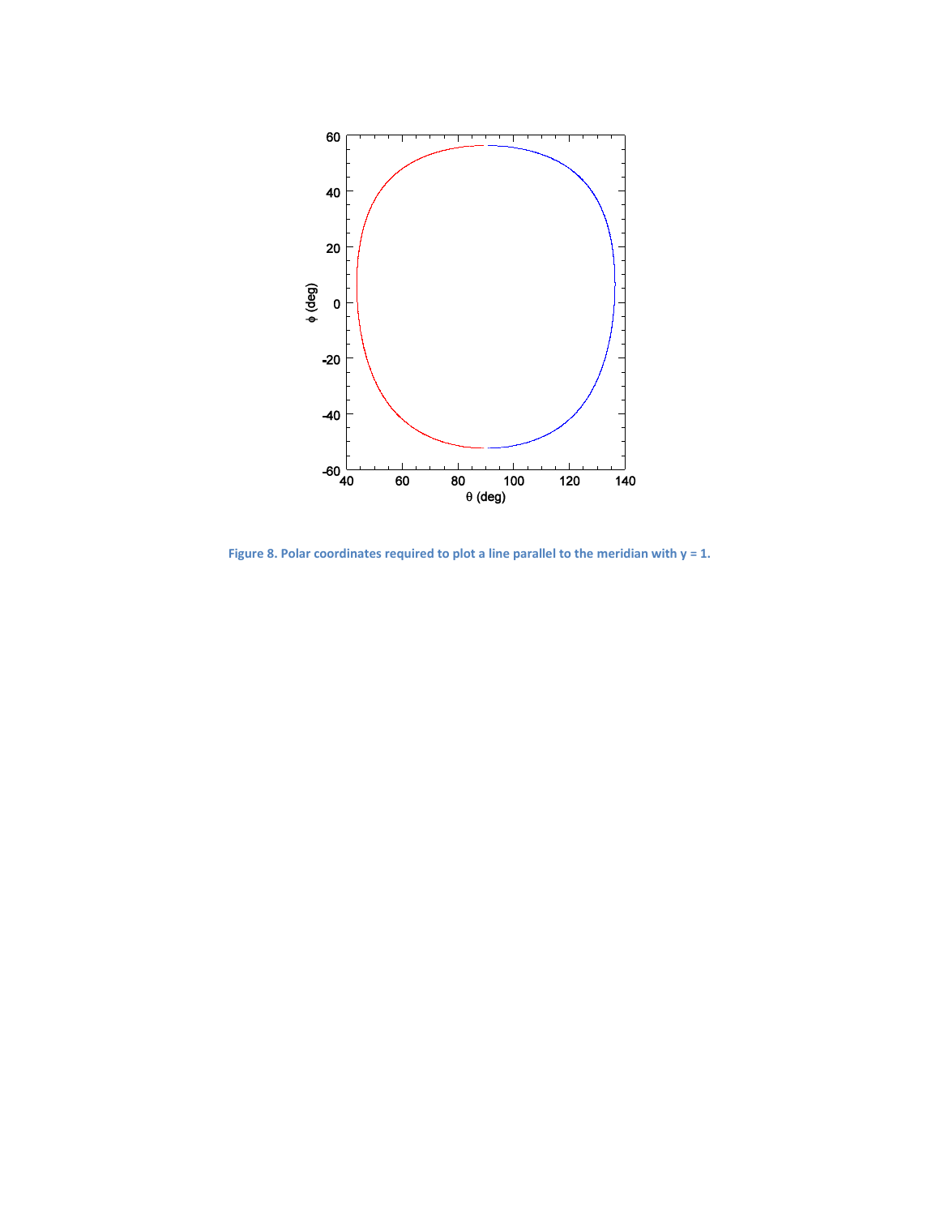60

40

20

0

-20

-40

-60

40 60 80 100 120 140

$\phi$ (deg)

$\theta$ (deg)

**Figure 8. Polar coordinates required to plot a line parallel to the meridian with y = 1.**